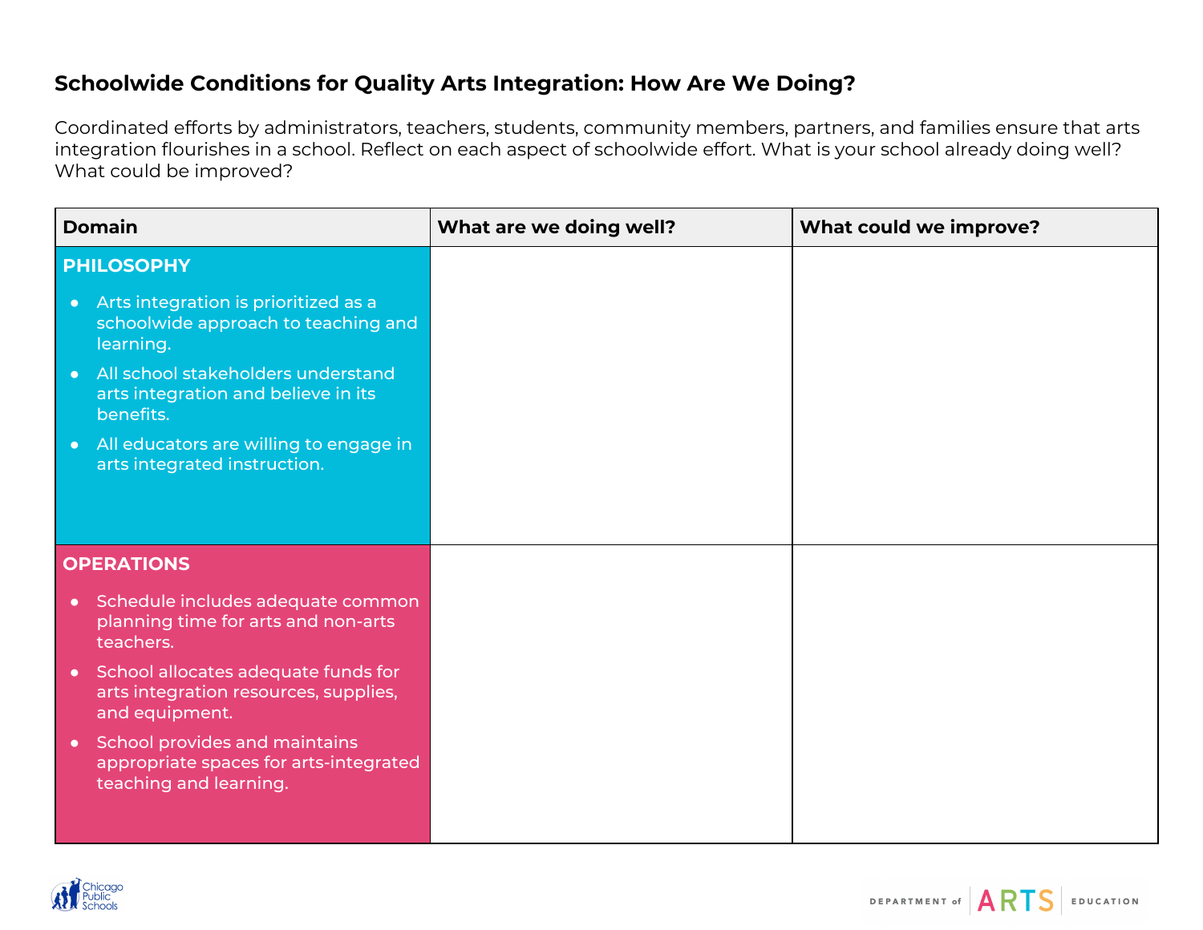## Schoolwide Conditions for Quality Arts Integration: How Are We Doing?

Coordinated efforts by administrators, teachers, students, community members, partners, and families ensure that arts integration flourishes in a school. Reflect on each aspect of schoolwide effort. What is your school already doing well? What could be improved?

| Domain | What are we doing well? | What could we improve? |
|---|---|---|
| **PHILOSOPHY**<br>• Arts integration is prioritized as a schoolwide approach to teaching and learning.<br>• All school stakeholders understand arts integration and believe in its benefits.<br>• All educators are willing to engage in arts integrated instruction. | | |
| **OPERATIONS**<br>• Schedule includes adequate common planning time for arts and non-arts teachers.<br>• School allocates adequate funds for arts integration resources, supplies, and equipment.<br>• School provides and maintains appropriate spaces for arts-integrated teaching and learning. | | |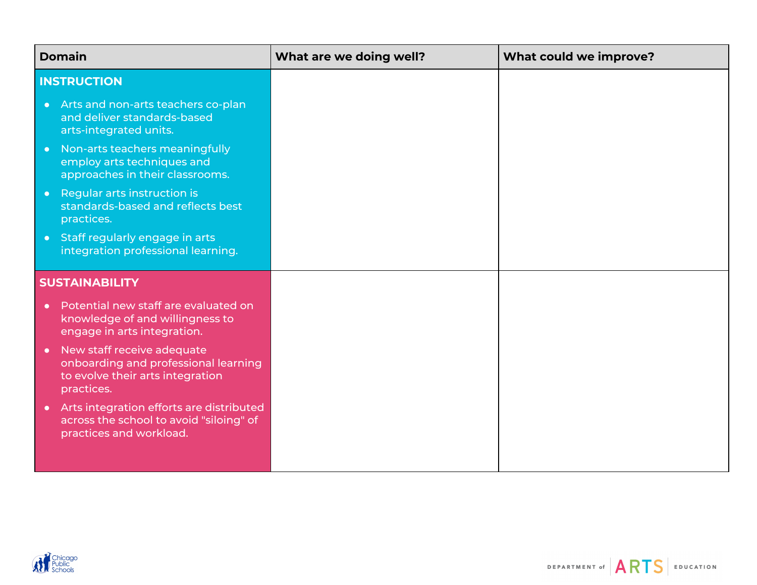| Domain | What are we doing well? | What could we improve? |
|---|---|---|
| **INSTRUCTION**<br>• Arts and non-arts teachers co-plan and deliver standards-based arts-integrated units.<br>• Non-arts teachers meaningfully employ arts techniques and approaches in their classrooms.<br>• Regular arts instruction is standards-based and reflects best practices.<br>• Staff regularly engage in arts integration professional learning. | | |
| **SUSTAINABILITY**<br>• Potential new staff are evaluated on knowledge of and willingness to engage in arts integration.<br>• New staff receive adequate onboarding and professional learning to evolve their arts integration practices.<br>• Arts integration efforts are distributed across the school to avoid "siloing" of practices and workload. | | |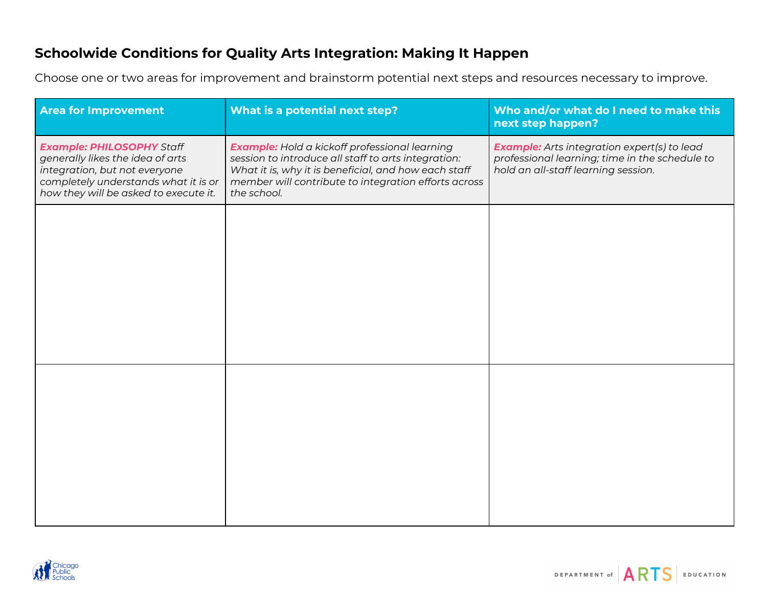## Schoolwide Conditions for Quality Arts Integration: Making It Happen

Choose one or two areas for improvement and brainstorm potential next steps and resources necessary to improve.

| Area for Improvement | What is a potential next step? | Who and/or what do I need to make this next step happen? |
|---|---|---|
| ***Example: PHILOSOPHY*** *Staff generally likes the idea of arts integration, but not everyone completely understands what it is or how they will be asked to execute it.* | ***Example:*** *Hold a kickoff professional learning session to introduce all staff to arts integration: What it is, why it is beneficial, and how each staff member will contribute to integration efforts across the school.* | ***Example:*** *Arts integration expert(s) to lead professional learning; time in the schedule to hold an all-staff learning session.* |
| | | |
| | | |